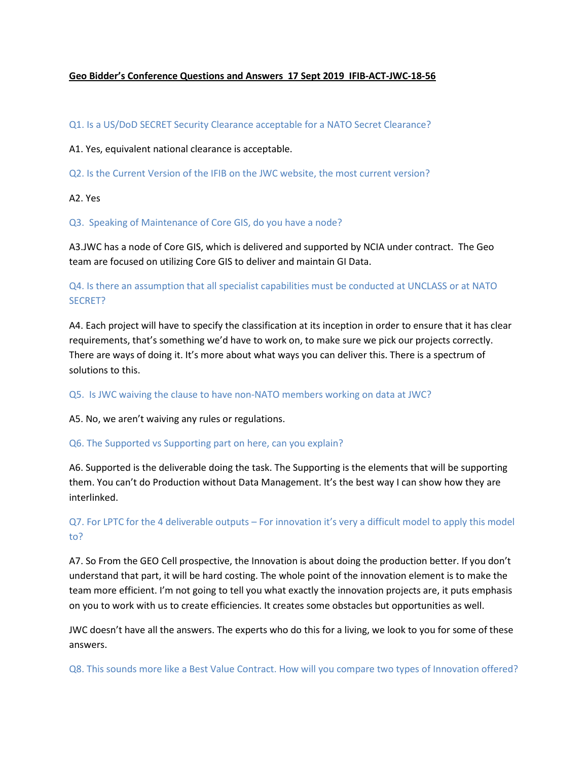**Geo Bidder's Conference Questions and Answers 17 Sept 2019 IFIB-ACT-JWC-18-56**

Q1. Is a US/DoD SECRET Security Clearance acceptable for a NATO Secret Clearance?

A1. Yes, equivalent national clearance is acceptable.

Q2. Is the Current Version of the IFIB on the JWC website, the most current version?

A2. Yes

Q3. Speaking of Maintenance of Core GIS, do you have a node?

A3.JWC has a node of Core GIS, which is delivered and supported by NCIA under contract. The Geo team are focused on utilizing Core GIS to deliver and maintain GI Data.

Q4. Is there an assumption that all specialist capabilities must be conducted at UNCLASS or at NATO SECRET?

A4. Each project will have to specify the classification at its inception in order to ensure that it has clear requirements, that's something we'd have to work on, to make sure we pick our projects correctly. There are ways of doing it. It's more about what ways you can deliver this. There is a spectrum of solutions to this.

Q5. Is JWC waiving the clause to have non-NATO members working on data at JWC?

A5. No, we aren't waiving any rules or regulations.

Q6. The Supported vs Supporting part on here, can you explain?

A6. Supported is the deliverable doing the task. The Supporting is the elements that will be supporting them. You can't do Production without Data Management. It's the best way I can show how they are interlinked.

Q7. For LPTC for the 4 deliverable outputs – For innovation it's very a difficult model to apply this model to?

A7. So From the GEO Cell prospective, the Innovation is about doing the production better. If you don't understand that part, it will be hard costing. The whole point of the innovation element is to make the team more efficient. I'm not going to tell you what exactly the innovation projects are, it puts emphasis on you to work with us to create efficiencies. It creates some obstacles but opportunities as well.

JWC doesn't have all the answers. The experts who do this for a living, we look to you for some of these answers.

Q8. This sounds more like a Best Value Contract. How will you compare two types of Innovation offered?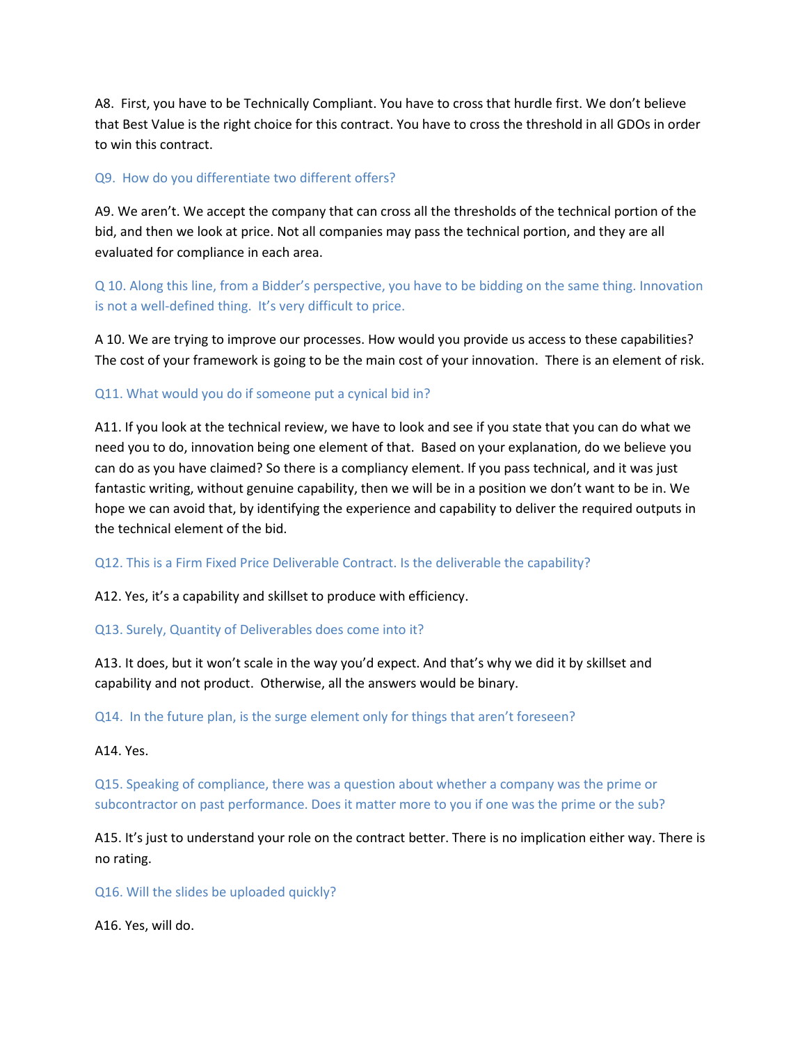A8. First, you have to be Technically Compliant. You have to cross that hurdle first. We don't believe that Best Value is the right choice for this contract. You have to cross the threshold in all GDOs in order to win this contract.

Q9. How do you differentiate two different offers?

A9. We aren't. We accept the company that can cross all the thresholds of the technical portion of the bid, and then we look at price. Not all companies may pass the technical portion, and they are all evaluated for compliance in each area.

Q 10. Along this line, from a Bidder's perspective, you have to be bidding on the same thing. Innovation is not a well-defined thing. It's very difficult to price.

A 10. We are trying to improve our processes. How would you provide us access to these capabilities? The cost of your framework is going to be the main cost of your innovation. There is an element of risk.

Q11. What would you do if someone put a cynical bid in?

A11. If you look at the technical review, we have to look and see if you state that you can do what we need you to do, innovation being one element of that. Based on your explanation, do we believe you can do as you have claimed? So there is a compliancy element. If you pass technical, and it was just fantastic writing, without genuine capability, then we will be in a position we don't want to be in. We hope we can avoid that, by identifying the experience and capability to deliver the required outputs in the technical element of the bid.

Q12. This is a Firm Fixed Price Deliverable Contract. Is the deliverable the capability?

A12. Yes, it's a capability and skillset to produce with efficiency.

Q13. Surely, Quantity of Deliverables does come into it?

A13. It does, but it won't scale in the way you'd expect. And that's why we did it by skillset and capability and not product. Otherwise, all the answers would be binary.

Q14. In the future plan, is the surge element only for things that aren't foreseen?

A14. Yes.

Q15. Speaking of compliance, there was a question about whether a company was the prime or subcontractor on past performance. Does it matter more to you if one was the prime or the sub?

A15. It's just to understand your role on the contract better. There is no implication either way. There is no rating.

Q16. Will the slides be uploaded quickly?

A16. Yes, will do.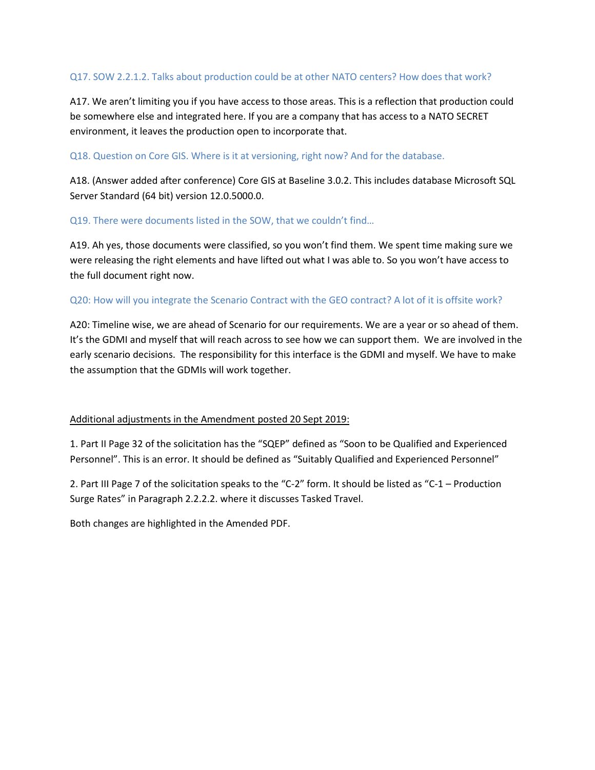Q17. SOW 2.2.1.2. Talks about production could be at other NATO centers? How does that work?

A17. We aren't limiting you if you have access to those areas. This is a reflection that production could be somewhere else and integrated here. If you are a company that has access to a NATO SECRET environment, it leaves the production open to incorporate that.

Q18. Question on Core GIS. Where is it at versioning, right now? And for the database.

A18. (Answer added after conference) Core GIS at Baseline 3.0.2. This includes database Microsoft SQL Server Standard (64 bit) version 12.0.5000.0.

Q19. There were documents listed in the SOW, that we couldn't find…

A19. Ah yes, those documents were classified, so you won't find them. We spent time making sure we were releasing the right elements and have lifted out what I was able to. So you won't have access to the full document right now.

Q20: How will you integrate the Scenario Contract with the GEO contract? A lot of it is offsite work?

A20: Timeline wise, we are ahead of Scenario for our requirements. We are a year or so ahead of them. It's the GDMI and myself that will reach across to see how we can support them. We are involved in the early scenario decisions. The responsibility for this interface is the GDMI and myself. We have to make the assumption that the GDMIs will work together.

<u>Additional adjustments in the Amendment posted 20 Sept 2019:</u>

1. Part II Page 32 of the solicitation has the "SQEP" defined as "Soon to be Qualified and Experienced Personnel". This is an error. It should be defined as "Suitably Qualified and Experienced Personnel"

2. Part III Page 7 of the solicitation speaks to the "C-2" form. It should be listed as "C-1 – Production Surge Rates" in Paragraph 2.2.2.2. where it discusses Tasked Travel.

Both changes are highlighted in the Amended PDF.